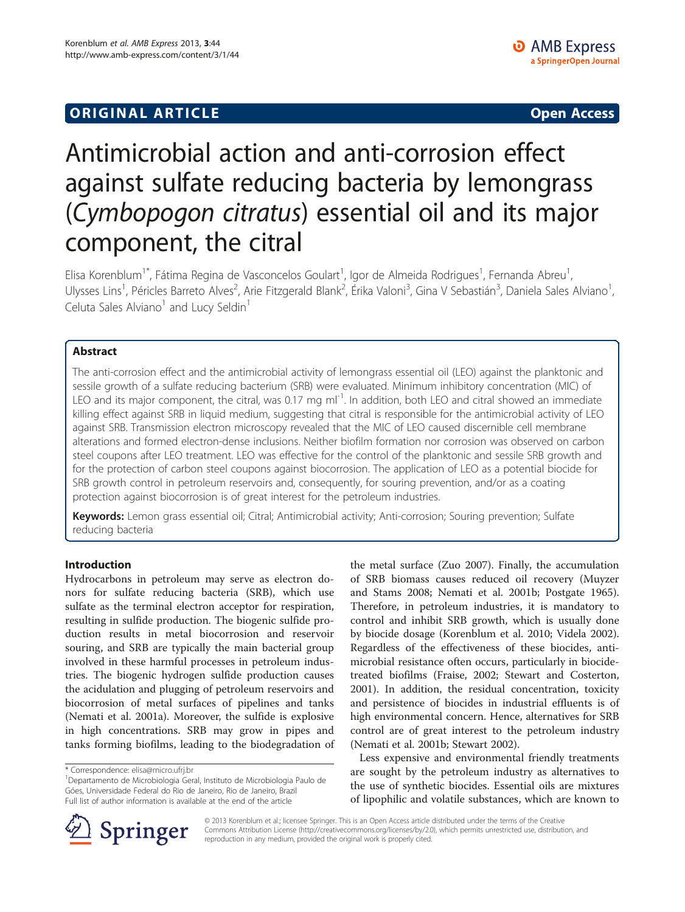ORIGINAL ARTICLE Open Access

# Antimicrobial action and anti-corrosion effect against sulfate reducing bacteria by lemongrass (*Cymbopogon citratus*) essential oil and its major component, the citral

Elisa Korenblum[1*], Fátima Regina de Vasconcelos Goulart[1], Igor de Almeida Rodrigues[1], Fernanda Abreu[1], Ulysses Lins[1], Péricles Barreto Alves[2], Arie Fitzgerald Blank[2], Érika Valoni[3], Gina V Sebastián[3], Daniela Sales Alviano[1], Celuta Sales Alviano[1] and Lucy Seldin[1]

## Abstract

The anti-corrosion effect and the antimicrobial activity of lemongrass essential oil (LEO) against the planktonic and sessile growth of a sulfate reducing bacterium (SRB) were evaluated. Minimum inhibitory concentration (MIC) of LEO and its major component, the citral, was 0.17 mg ml$^{-1}$. In addition, both LEO and citral showed an immediate killing effect against SRB in liquid medium, suggesting that citral is responsible for the antimicrobial activity of LEO against SRB. Transmission electron microscopy revealed that the MIC of LEO caused discernible cell membrane alterations and formed electron-dense inclusions. Neither biofilm formation nor corrosion was observed on carbon steel coupons after LEO treatment. LEO was effective for the control of the planktonic and sessile SRB growth and for the protection of carbon steel coupons against biocorrosion. The application of LEO as a potential biocide for SRB growth control in petroleum reservoirs and, consequently, for souring prevention, and/or as a coating protection against biocorrosion is of great interest for the petroleum industries.

**Keywords:** Lemon grass essential oil; Citral; Antimicrobial activity; Anti-corrosion; Souring prevention; Sulfate reducing bacteria

## Introduction

Hydrocarbons in petroleum may serve as electron donors for sulfate reducing bacteria (SRB), which use sulfate as the terminal electron acceptor for respiration, resulting in sulfide production. The biogenic sulfide production results in metal biocorrosion and reservoir souring, and SRB are typically the main bacterial group involved in these harmful processes in petroleum industries. The biogenic hydrogen sulfide production causes the acidulation and plugging of petroleum reservoirs and biocorrosion of metal surfaces of pipelines and tanks (Nemati et al. 2001a). Moreover, the sulfide is explosive in high concentrations. SRB may grow in pipes and tanks forming biofilms, leading to the biodegradation of the metal surface (Zuo 2007). Finally, the accumulation of SRB biomass causes reduced oil recovery (Muyzer and Stams 2008; Nemati et al. 2001b; Postgate 1965). Therefore, in petroleum industries, it is mandatory to control and inhibit SRB growth, which is usually done by biocide dosage (Korenblum et al. 2010; Videla 2002). Regardless of the effectiveness of these biocides, antimicrobial resistance often occurs, particularly in biocide-treated biofilms (Fraise, 2002; Stewart and Costerton, 2001). In addition, the residual concentration, toxicity and persistence of biocides in industrial effluents is of high environmental concern. Hence, alternatives for SRB control are of great interest to the petroleum industry (Nemati et al. 2001b; Stewart 2002).

Less expensive and environmental friendly treatments are sought by the petroleum industry as alternatives to the use of synthetic biocides. Essential oils are mixtures of lipophilic and volatile substances, which are known to

\* Correspondence: elisa@micro.ufrj.br
[1]Departamento de Microbiologia Geral, Instituto de Microbiologia Paulo de Góes, Universidade Federal do Rio de Janeiro, Rio de Janeiro, Brazil
Full list of author information is available at the end of the article

© 2013 Korenblum et al.; licensee Springer. This is an Open Access article distributed under the terms of the Creative Commons Attribution License (http://creativecommons.org/licenses/by/2.0), which permits unrestricted use, distribution, and reproduction in any medium, provided the original work is properly cited.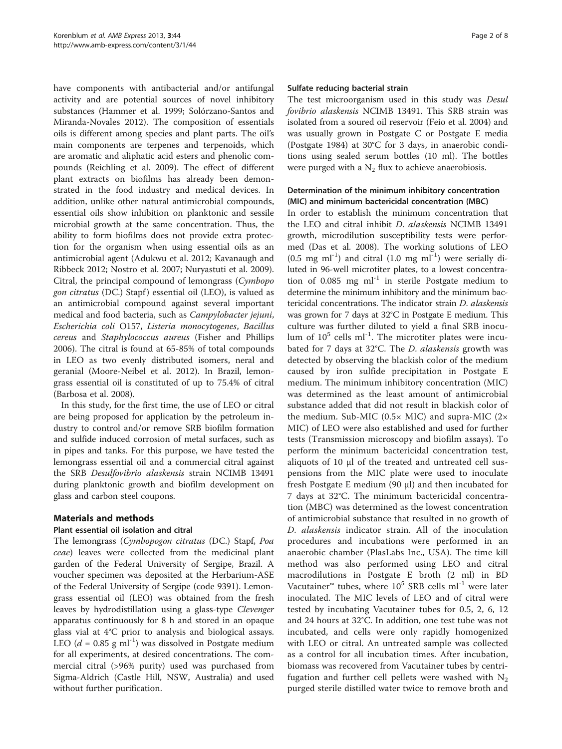have components with antibacterial and/or antifungal activity and are potential sources of novel inhibitory substances (Hammer et al. 1999; Solórzano-Santos and Miranda-Novales 2012). The composition of essentials oils is different among species and plant parts. The oil's main components are terpenes and terpenoids, which are aromatic and aliphatic acid esters and phenolic compounds (Reichling et al. 2009). The effect of different plant extracts on biofilms has already been demonstrated in the food industry and medical devices. In addition, unlike other natural antimicrobial compounds, essential oils show inhibition on planktonic and sessile microbial growth at the same concentration. Thus, the ability to form biofilms does not provide extra protection for the organism when using essential oils as an antimicrobial agent (Adukwu et al. 2012; Kavanaugh and Ribbeck 2012; Nostro et al. 2007; Nuryastuti et al. 2009). Citral, the principal compound of lemongrass (*Cymbopogon citratus* (DC.) Stapf) essential oil (LEO), is valued as an antimicrobial compound against several important medical and food bacteria, such as *Campylobacter jejuni*, *Escherichia coli* O157, *Listeria monocytogenes*, *Bacillus cereus* and *Staphylococcus aureus* (Fisher and Phillips 2006). The citral is found at 65-85% of total compounds in LEO as two evenly distributed isomers, neral and geranial (Moore-Neibel et al. 2012). In Brazil, lemongrass essential oil is constituted of up to 75.4% of citral (Barbosa et al. 2008).

In this study, for the first time, the use of LEO or citral are being proposed for application by the petroleum industry to control and/or remove SRB biofilm formation and sulfide induced corrosion of metal surfaces, such as in pipes and tanks. For this purpose, we have tested the lemongrass essential oil and a commercial citral against the SRB *Desulfovibrio alaskensis* strain NCIMB 13491 during planktonic growth and biofilm development on glass and carbon steel coupons.

## Materials and methods

### Plant essential oil isolation and citral

The lemongrass (*Cymbopogon citratus* (DC.) Stapf, *Poaceae*) leaves were collected from the medicinal plant garden of the Federal University of Sergipe, Brazil. A voucher specimen was deposited at the Herbarium-ASE of the Federal University of Sergipe (code 9391). Lemongrass essential oil (LEO) was obtained from the fresh leaves by hydrodistillation using a glass-type *Clevenger* apparatus continuously for 8 h and stored in an opaque glass vial at 4°C prior to analysis and biological assays. LEO ($d$ = 0.85 g ml$^{-1}$) was dissolved in Postgate medium for all experiments, at desired concentrations. The commercial citral (>96% purity) used was purchased from Sigma-Aldrich (Castle Hill, NSW, Australia) and used without further purification.

### Sulfate reducing bacterial strain

The test microorganism used in this study was *Desulfovibrio alaskensis* NCIMB 13491. This SRB strain was isolated from a soured oil reservoir (Feio et al. 2004) and was usually grown in Postgate C or Postgate E media (Postgate 1984) at 30°C for 3 days, in anaerobic conditions using sealed serum bottles (10 ml). The bottles were purged with a $N_2$ flux to achieve anaerobiosis.

### Determination of the minimum inhibitory concentration (MIC) and minimum bactericidal concentration (MBC)

In order to establish the minimum concentration that the LEO and citral inhibit *D. alaskensis* NCIMB 13491 growth, microdilution susceptibility tests were performed (Das et al. 2008). The working solutions of LEO (0.5 mg ml$^{-1}$) and citral (1.0 mg ml$^{-1}$) were serially diluted in 96-well microtiter plates, to a lowest concentration of 0.085 mg ml$^{-1}$ in sterile Postgate medium to determine the minimum inhibitory and the minimum bactericidal concentrations. The indicator strain *D. alaskensis* was grown for 7 days at 32°C in Postgate E medium. This culture was further diluted to yield a final SRB inoculum of $10^5$ cells ml$^{-1}$. The microtiter plates were incubated for 7 days at 32°C. The *D. alaskensis* growth was detected by observing the blackish color of the medium caused by iron sulfide precipitation in Postgate E medium. The minimum inhibitory concentration (MIC) was determined as the least amount of antimicrobial substance added that did not result in blackish color of the medium. Sub-MIC (0.5× MIC) and supra-MIC (2× MIC) of LEO were also established and used for further tests (Transmission microscopy and biofilm assays). To perform the minimum bactericidal concentration test, aliquots of 10 μl of the treated and untreated cell suspensions from the MIC plate were used to inoculate fresh Postgate E medium (90 μl) and then incubated for 7 days at 32°C. The minimum bactericidal concentration (MBC) was determined as the lowest concentration of antimicrobial substance that resulted in no growth of *D. alaskensis* indicator strain. All of the inoculation procedures and incubations were performed in an anaerobic chamber (PlasLabs Inc., USA). The time kill method was also performed using LEO and citral macrodilutions in Postgate E broth (2 ml) in BD Vacutainer™ tubes, where $10^5$ SRB cells ml$^{-1}$ were later inoculated. The MIC levels of LEO and of citral were tested by incubating Vacutainer tubes for 0.5, 2, 6, 12 and 24 hours at 32°C. In addition, one test tube was not incubated, and cells were only rapidly homogenized with LEO or citral. An untreated sample was collected as a control for all incubation times. After incubation, biomass was recovered from Vacutainer tubes by centrifugation and further cell pellets were washed with $N_2$ purged sterile distilled water twice to remove broth and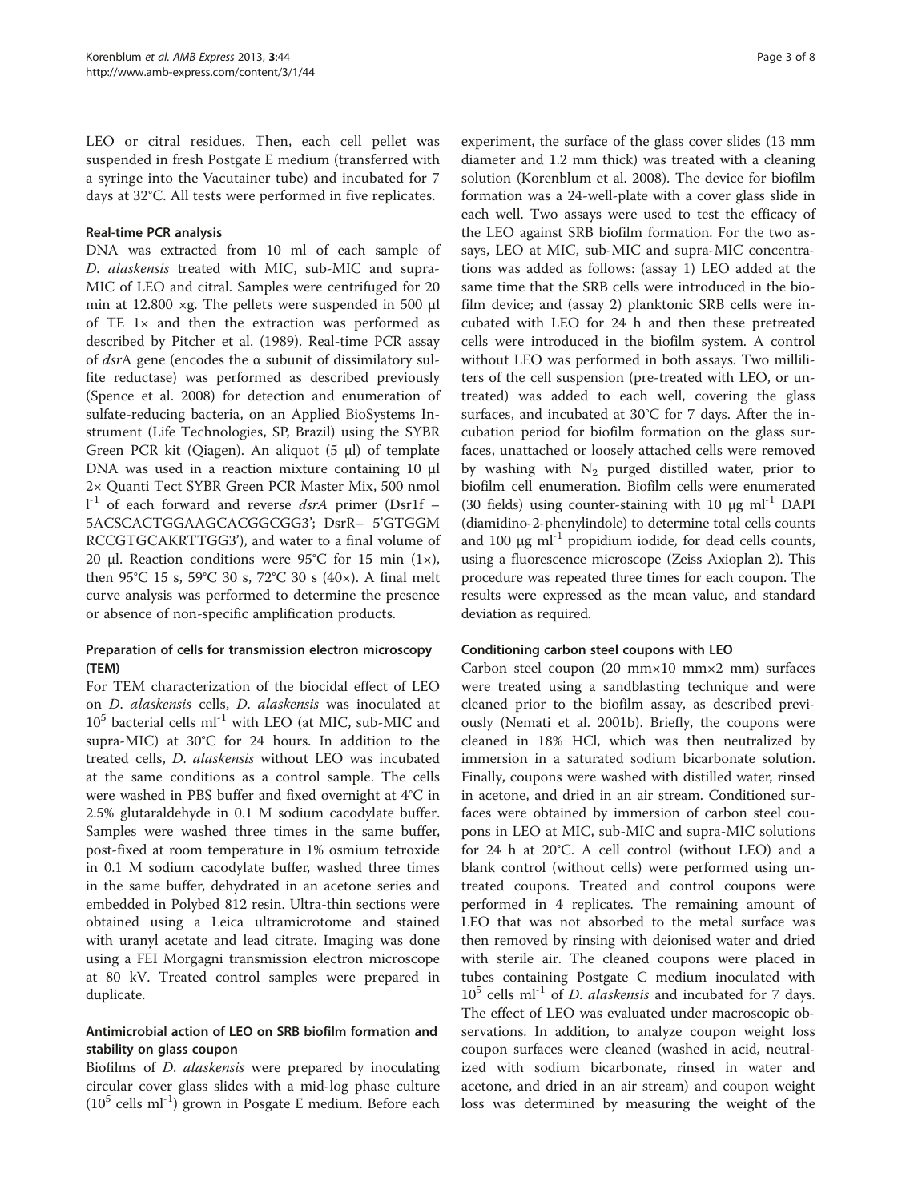LEO or citral residues. Then, each cell pellet was suspended in fresh Postgate E medium (transferred with a syringe into the Vacutainer tube) and incubated for 7 days at 32°C. All tests were performed in five replicates.

#### Real-time PCR analysis

DNA was extracted from 10 ml of each sample of *D. alaskensis* treated with MIC, sub-MIC and supra-MIC of LEO and citral. Samples were centrifuged for 20 min at 12.800 ×g. The pellets were suspended in 500 μl of TE 1× and then the extraction was performed as described by Pitcher et al. (1989). Real-time PCR assay of *dsr*A gene (encodes the α subunit of dissimilatory sulfite reductase) was performed as described previously (Spence et al. 2008) for detection and enumeration of sulfate-reducing bacteria, on an Applied BioSystems Instrument (Life Technologies, SP, Brazil) using the SYBR Green PCR kit (Qiagen). An aliquot (5 μl) of template DNA was used in a reaction mixture containing 10 μl 2× Quanti Tect SYBR Green PCR Master Mix, 500 nmol $l^{-1}$ of each forward and reverse *dsrA* primer (Dsr1f – 5ACSCACTGGAAGCACGGCGG3'; DsrR– 5'GTGGM RCCGTGCAKRTTGG3'), and water to a final volume of 20 μl. Reaction conditions were 95°C for 15 min (1×), then 95°C 15 s, 59°C 30 s, 72°C 30 s (40×). A final melt curve analysis was performed to determine the presence or absence of non-specific amplification products.

#### Preparation of cells for transmission electron microscopy (TEM)

For TEM characterization of the biocidal effect of LEO on *D. alaskensis* cells, *D. alaskensis* was inoculated at $10^5$ bacterial cells $ml^{-1}$ with LEO (at MIC, sub-MIC and supra-MIC) at 30°C for 24 hours. In addition to the treated cells, *D. alaskensis* without LEO was incubated at the same conditions as a control sample. The cells were washed in PBS buffer and fixed overnight at 4°C in 2.5% glutaraldehyde in 0.1 M sodium cacodylate buffer. Samples were washed three times in the same buffer, post-fixed at room temperature in 1% osmium tetroxide in 0.1 M sodium cacodylate buffer, washed three times in the same buffer, dehydrated in an acetone series and embedded in Polybed 812 resin. Ultra-thin sections were obtained using a Leica ultramicrotome and stained with uranyl acetate and lead citrate. Imaging was done using a FEI Morgagni transmission electron microscope at 80 kV. Treated control samples were prepared in duplicate.

#### Antimicrobial action of LEO on SRB biofilm formation and stability on glass coupon

Biofilms of *D. alaskensis* were prepared by inoculating circular cover glass slides with a mid-log phase culture ($10^5$ cells $ml^{-1}$) grown in Posgate E medium. Before each experiment, the surface of the glass cover slides (13 mm diameter and 1.2 mm thick) was treated with a cleaning solution (Korenblum et al. 2008). The device for biofilm formation was a 24-well-plate with a cover glass slide in each well. Two assays were used to test the efficacy of the LEO against SRB biofilm formation. For the two assays, LEO at MIC, sub-MIC and supra-MIC concentrations was added as follows: (assay 1) LEO added at the same time that the SRB cells were introduced in the biofilm device; and (assay 2) planktonic SRB cells were incubated with LEO for 24 h and then these pretreated cells were introduced in the biofilm system. A control without LEO was performed in both assays. Two milliliters of the cell suspension (pre-treated with LEO, or untreated) was added to each well, covering the glass surfaces, and incubated at 30°C for 7 days. After the incubation period for biofilm formation on the glass surfaces, unattached or loosely attached cells were removed by washing with $N_2$ purged distilled water, prior to biofilm cell enumeration. Biofilm cells were enumerated (30 fields) using counter-staining with 10 μg $ml^{-1}$ DAPI (diamidino-2-phenylindole) to determine total cells counts and 100 μg $ml^{-1}$ propidium iodide, for dead cells counts, using a fluorescence microscope (Zeiss Axioplan 2). This procedure was repeated three times for each coupon. The results were expressed as the mean value, and standard deviation as required.

#### Conditioning carbon steel coupons with LEO

Carbon steel coupon (20 mm×10 mm×2 mm) surfaces were treated using a sandblasting technique and were cleaned prior to the biofilm assay, as described previously (Nemati et al. 2001b). Briefly, the coupons were cleaned in 18% HCl, which was then neutralized by immersion in a saturated sodium bicarbonate solution. Finally, coupons were washed with distilled water, rinsed in acetone, and dried in an air stream. Conditioned surfaces were obtained by immersion of carbon steel coupons in LEO at MIC, sub-MIC and supra-MIC solutions for 24 h at 20°C. A cell control (without LEO) and a blank control (without cells) were performed using untreated coupons. Treated and control coupons were performed in 4 replicates. The remaining amount of LEO that was not absorbed to the metal surface was then removed by rinsing with deionised water and dried with sterile air. The cleaned coupons were placed in tubes containing Postgate C medium inoculated with $10^5$ cells $ml^{-1}$ of *D. alaskensis* and incubated for 7 days. The effect of LEO was evaluated under macroscopic observations. In addition, to analyze coupon weight loss coupon surfaces were cleaned (washed in acid, neutralized with sodium bicarbonate, rinsed in water and acetone, and dried in an air stream) and coupon weight loss was determined by measuring the weight of the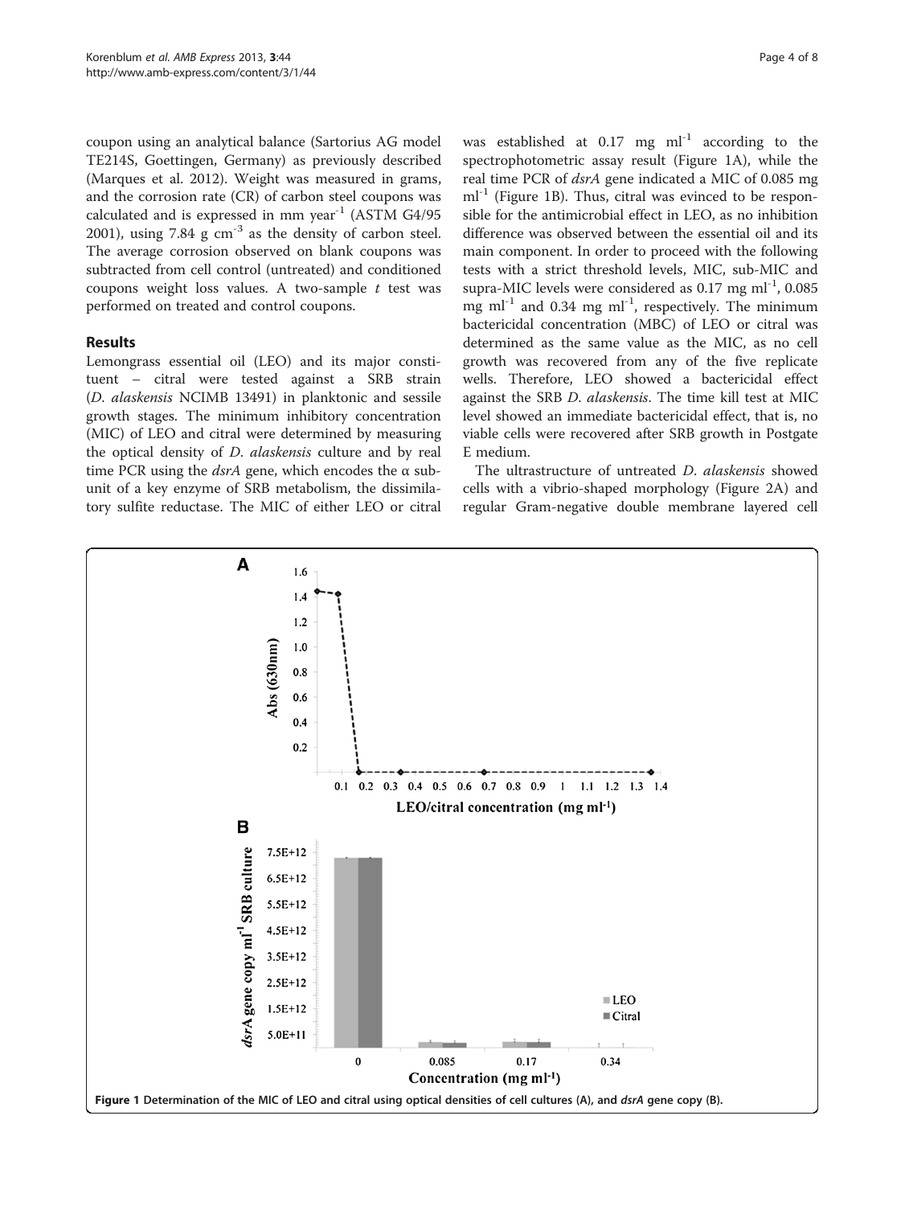coupon using an analytical balance (Sartorius AG model TE214S, Goettingen, Germany) as previously described (Marques et al. 2012). Weight was measured in grams, and the corrosion rate (CR) of carbon steel coupons was calculated and is expressed in mm year$^{-1}$ (ASTM G4/95 2001), using 7.84 g cm$^{-3}$ as the density of carbon steel. The average corrosion observed on blank coupons was subtracted from cell control (untreated) and conditioned coupons weight loss values. A two-sample $t$ test was performed on treated and control coupons.

## Results

Lemongrass essential oil (LEO) and its major constituent – citral were tested against a SRB strain (*D. alaskensis* NCIMB 13491) in planktonic and sessile growth stages. The minimum inhibitory concentration (MIC) of LEO and citral were determined by measuring the optical density of *D. alaskensis* culture and by real time PCR using the *dsrA* gene, which encodes the α subunit of a key enzyme of SRB metabolism, the dissimilatory sulfite reductase. The MIC of either LEO or citral was established at 0.17 mg ml$^{-1}$ according to the spectrophotometric assay result (Figure 1A), while the real time PCR of *dsrA* gene indicated a MIC of 0.085 mg ml$^{-1}$ (Figure 1B). Thus, citral was evinced to be responsible for the antimicrobial effect in LEO, as no inhibition difference was observed between the essential oil and its main component. In order to proceed with the following tests with a strict threshold levels, MIC, sub-MIC and supra-MIC levels were considered as 0.17 mg ml$^{-1}$, 0.085 mg ml$^{-1}$ and 0.34 mg ml$^{-1}$, respectively. The minimum bactericidal concentration (MBC) of LEO or citral was determined as the same value as the MIC, as no cell growth was recovered from any of the five replicate wells. Therefore, LEO showed a bactericidal effect against the SRB *D. alaskensis*. The time kill test at MIC level showed an immediate bactericidal effect, that is, no viable cells were recovered after SRB growth in Postgate E medium.

The ultrastructure of untreated *D. alaskensis* showed cells with a vibrio-shaped morphology (Figure 2A) and regular Gram-negative double membrane layered cell

**Figure 1** Determination of the MIC of LEO and citral using optical densities of cell cultures (A), and *dsrA* gene copy (B).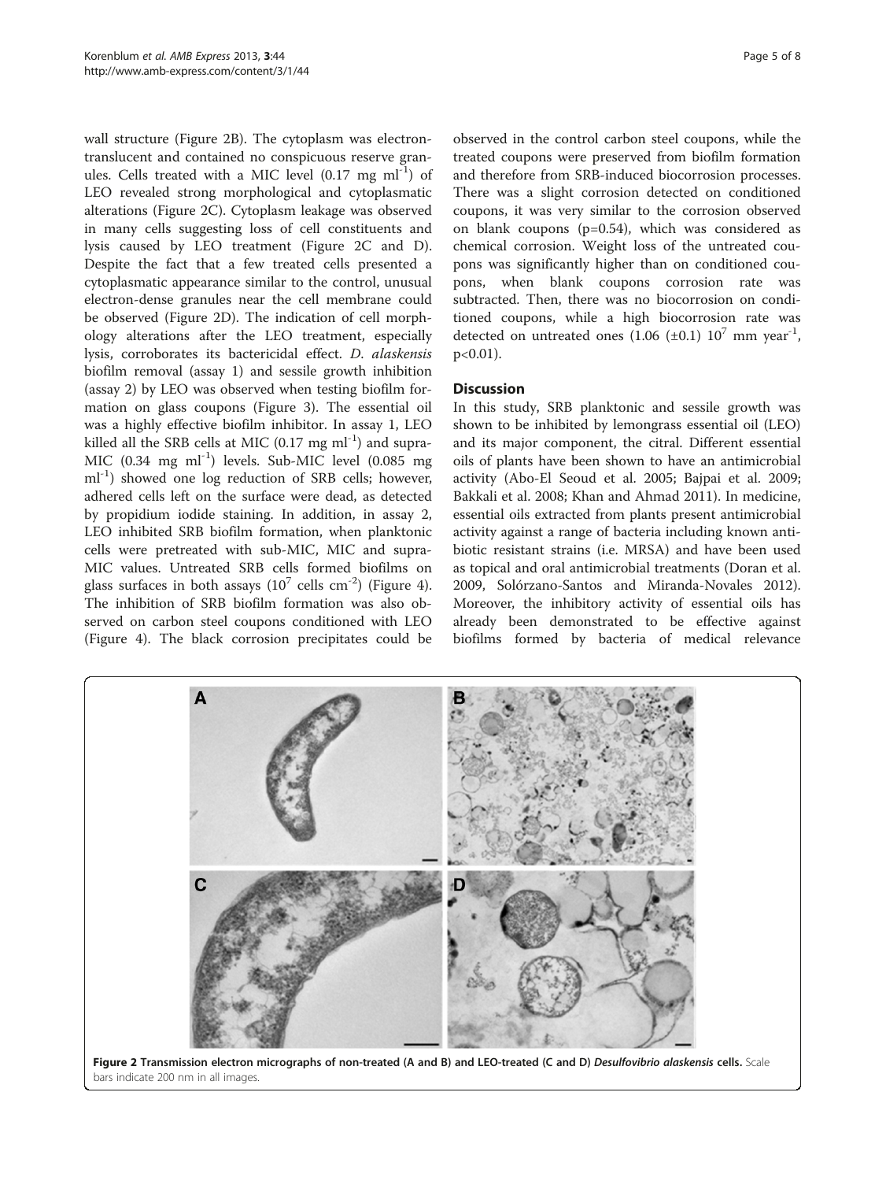wall structure (Figure 2B). The cytoplasm was electron-translucent and contained no conspicuous reserve granules. Cells treated with a MIC level (0.17 mg $ml^{-1}$) of LEO revealed strong morphological and cytoplasmatic alterations (Figure 2C). Cytoplasm leakage was observed in many cells suggesting loss of cell constituents and lysis caused by LEO treatment (Figure 2C and D). Despite the fact that a few treated cells presented a cytoplasmatic appearance similar to the control, unusual electron-dense granules near the cell membrane could be observed (Figure 2D). The indication of cell morphology alterations after the LEO treatment, especially lysis, corroborates its bactericidal effect. *D. alaskensis* biofilm removal (assay 1) and sessile growth inhibition (assay 2) by LEO was observed when testing biofilm formation on glass coupons (Figure 3). The essential oil was a highly effective biofilm inhibitor. In assay 1, LEO killed all the SRB cells at MIC (0.17 mg $ml^{-1}$) and supra-MIC (0.34 mg $ml^{-1}$) levels. Sub-MIC level (0.085 mg $ml^{-1}$) showed one log reduction of SRB cells; however, adhered cells left on the surface were dead, as detected by propidium iodide staining. In addition, in assay 2, LEO inhibited SRB biofilm formation, when planktonic cells were pretreated with sub-MIC, MIC and supra-MIC values. Untreated SRB cells formed biofilms on glass surfaces in both assays ($10^7$ cells $cm^{-2}$) (Figure 4). The inhibition of SRB biofilm formation was also observed on carbon steel coupons conditioned with LEO (Figure 4). The black corrosion precipitates could be observed in the control carbon steel coupons, while the treated coupons were preserved from biofilm formation and therefore from SRB-induced biocorrosion processes. There was a slight corrosion detected on conditioned coupons, it was very similar to the corrosion observed on blank coupons ($p=0.54$), which was considered as chemical corrosion. Weight loss of the untreated coupons was significantly higher than on conditioned coupons, when blank coupons corrosion rate was subtracted. Then, there was no biocorrosion on conditioned coupons, while a high biocorrosion rate was detected on untreated ones (1.06 (±0.1) $10^7$ mm $year^{-1}$, $p<0.01$).

## Discussion

In this study, SRB planktonic and sessile growth was shown to be inhibited by lemongrass essential oil (LEO) and its major component, the citral. Different essential oils of plants have been shown to have an antimicrobial activity (Abo-El Seoud et al. 2005; Bajpai et al. 2009; Bakkali et al. 2008; Khan and Ahmad 2011). In medicine, essential oils extracted from plants present antimicrobial activity against a range of bacteria including known antibiotic resistant strains (i.e. MRSA) and have been used as topical and oral antimicrobial treatments (Doran et al. 2009, Solórzano-Santos and Miranda-Novales 2012). Moreover, the inhibitory activity of essential oils has already been demonstrated to be effective against biofilms formed by bacteria of medical relevance

**Figure 2 Transmission electron micrographs of non-treated (A and B) and LEO-treated (C and D) *Desulfovibrio alaskensis* cells.** Scale bars indicate 200 nm in all images.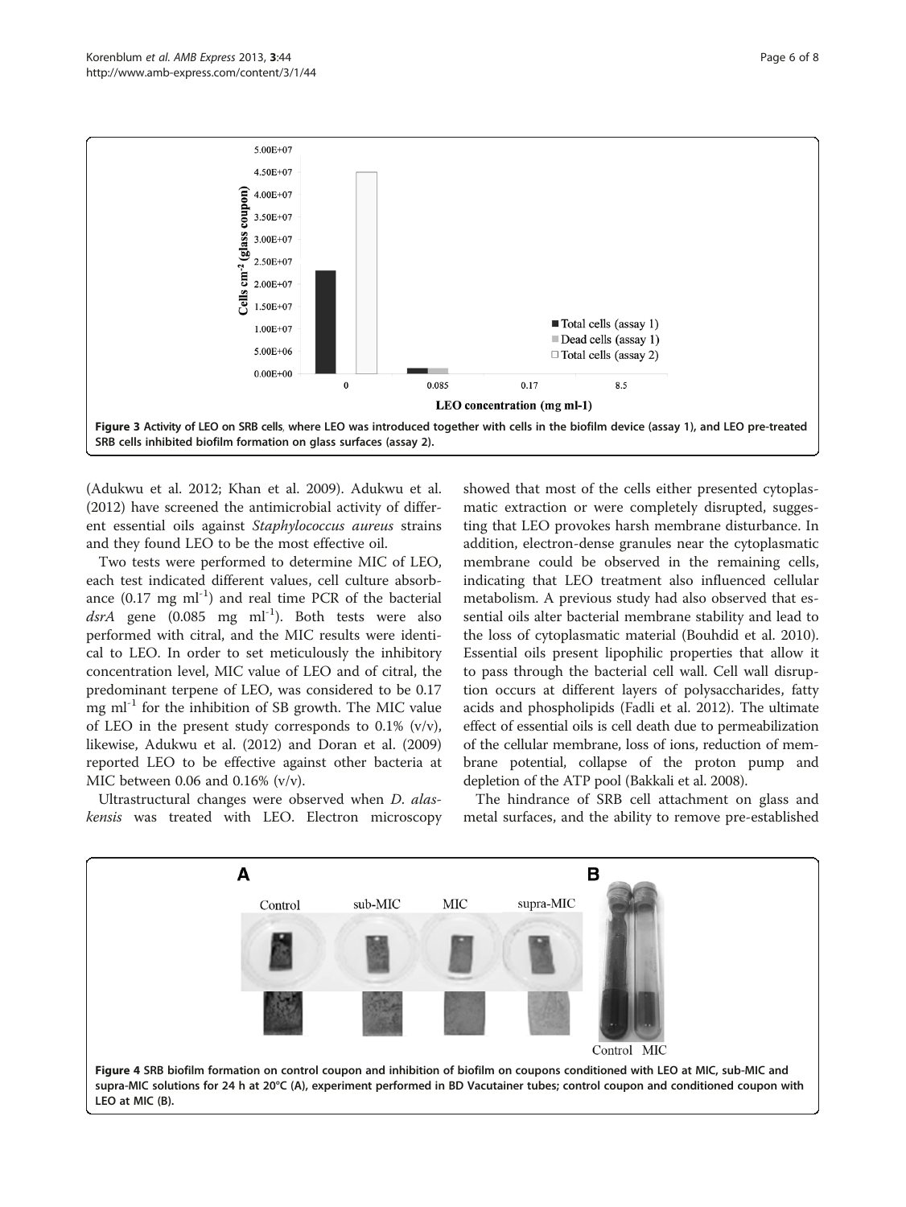Figure 3 Activity of LEO on SRB cells, where LEO was introduced together with cells in the biofilm device (assay 1), and LEO pre-treated SRB cells inhibited biofilm formation on glass surfaces (assay 2).

(Adukwu et al. 2012; Khan et al. 2009). Adukwu et al. (2012) have screened the antimicrobial activity of different essential oils against *Staphylococcus aureus* strains and they found LEO to be the most effective oil.

Two tests were performed to determine MIC of LEO, each test indicated different values, cell culture absorbance (0.17 mg ml$^{-1}$) and real time PCR of the bacterial *dsrA* gene (0.085 mg ml$^{-1}$). Both tests were also performed with citral, and the MIC results were identical to LEO. In order to set meticulously the inhibitory concentration level, MIC value of LEO and of citral, the predominant terpene of LEO, was considered to be 0.17 mg ml$^{-1}$ for the inhibition of SB growth. The MIC value of LEO in the present study corresponds to 0.1% (v/v), likewise, Adukwu et al. (2012) and Doran et al. (2009) reported LEO to be effective against other bacteria at MIC between 0.06 and 0.16% (v/v).

Ultrastructural changes were observed when *D. alaskensis* was treated with LEO. Electron microscopy showed that most of the cells either presented cytoplasmatic extraction or were completely disrupted, suggesting that LEO provokes harsh membrane disturbance. In addition, electron-dense granules near the cytoplasmatic membrane could be observed in the remaining cells, indicating that LEO treatment also influenced cellular metabolism. A previous study had also observed that essential oils alter bacterial membrane stability and lead to the loss of cytoplasmatic material (Bouhdid et al. 2010). Essential oils present lipophilic properties that allow it to pass through the bacterial cell wall. Cell wall disruption occurs at different layers of polysaccharides, fatty acids and phospholipids (Fadli et al. 2012). The ultimate effect of essential oils is cell death due to permeabilization of the cellular membrane, loss of ions, reduction of membrane potential, collapse of the proton pump and depletion of the ATP pool (Bakkali et al. 2008).

The hindrance of SRB cell attachment on glass and metal surfaces, and the ability to remove pre-established

Figure 4 SRB biofilm formation on control coupon and inhibition of biofilm on coupons conditioned with LEO at MIC, sub-MIC and supra-MIC solutions for 24 h at 20°C (A), experiment performed in BD Vacutainer tubes; control coupon and conditioned coupon with LEO at MIC (B).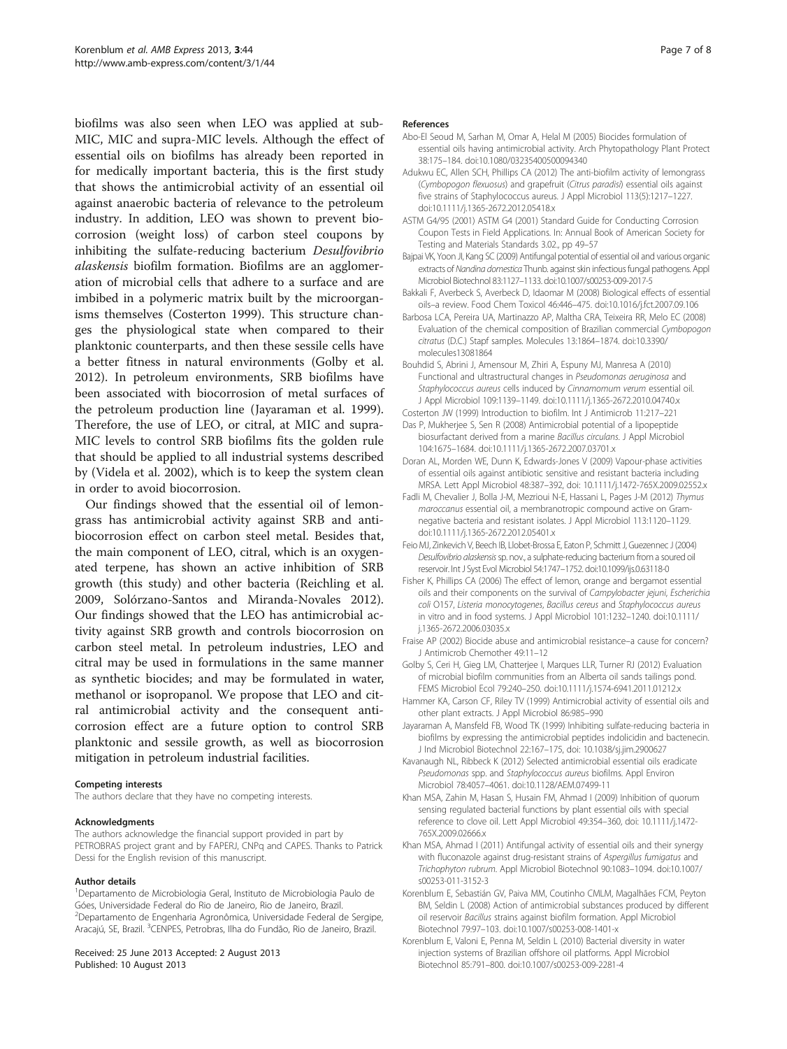biofilms was also seen when LEO was applied at sub-MIC, MIC and supra-MIC levels. Although the effect of essential oils on biofilms has already been reported in for medically important bacteria, this is the first study that shows the antimicrobial activity of an essential oil against anaerobic bacteria of relevance to the petroleum industry. In addition, LEO was shown to prevent biocorrosion (weight loss) of carbon steel coupons by inhibiting the sulfate-reducing bacterium *Desulfovibrio alaskensis* biofilm formation. Biofilms are an agglomeration of microbial cells that adhere to a surface and are imbibed in a polymeric matrix built by the microorganisms themselves (Costerton 1999). This structure changes the physiological state when compared to their planktonic counterparts, and then these sessile cells have a better fitness in natural environments (Golby et al. 2012). In petroleum environments, SRB biofilms have been associated with biocorrosion of metal surfaces of the petroleum production line (Jayaraman et al. 1999). Therefore, the use of LEO, or citral, at MIC and supra-MIC levels to control SRB biofilms fits the golden rule that should be applied to all industrial systems described by (Videla et al. 2002), which is to keep the system clean in order to avoid biocorrosion.

Our findings showed that the essential oil of lemongrass has antimicrobial activity against SRB and anti-biocorrosion effect on carbon steel metal. Besides that, the main component of LEO, citral, which is an oxygenated terpene, has shown an active inhibition of SRB growth (this study) and other bacteria (Reichling et al. 2009, Solórzano-Santos and Miranda-Novales 2012). Our findings showed that the LEO has antimicrobial activity against SRB growth and controls biocorrosion on carbon steel metal. In petroleum industries, LEO and citral may be used in formulations in the same manner as synthetic biocides; and may be formulated in water, methanol or isopropanol. We propose that LEO and citral antimicrobial activity and the consequent anticorrosion effect are a future option to control SRB planktonic and sessile growth, as well as biocorrosion mitigation in petroleum industrial facilities.

#### Competing interests

The authors declare that they have no competing interests.

#### Acknowledgments

The authors acknowledge the financial support provided in part by PETROBRAS project grant and by FAPERJ, CNPq and CAPES. Thanks to Patrick Dessi for the English revision of this manuscript.

#### Author details

[1]Departamento de Microbiologia Geral, Instituto de Microbiologia Paulo de Góes, Universidade Federal do Rio de Janeiro, Rio de Janeiro, Brazil. [2]Departamento de Engenharia Agronômica, Universidade Federal de Sergipe, Aracajú, SE, Brazil. [3]CENPES, Petrobras, Ilha do Fundão, Rio de Janeiro, Brazil.

Received: 25 June 2013 Accepted: 2 August 2013
Published: 10 August 2013

#### References

Abo-El Seoud M, Sarhan M, Omar A, Helal M (2005) Biocides formulation of essential oils having antimicrobial activity. Arch Phytopathology Plant Protect 38:175–184. doi:10.1080/03235400500094340

Adukwu EC, Allen SCH, Phillips CA (2012) The anti-biofilm activity of lemongrass (*Cymbopogon flexuosus*) and grapefruit (*Citrus paradisi*) essential oils against five strains of Staphylococcus aureus. J Appl Microbiol 113(5):1217–1227. doi:10.1111/j.1365-2672.2012.05418.x

ASTM G4/95 (2001) ASTM G4 (2001) Standard Guide for Conducting Corrosion Coupon Tests in Field Applications. In: Annual Book of American Society for Testing and Materials Standards 3.02., pp 49–57

Bajpai VK, Yoon JI, Kang SC (2009) Antifungal potential of essential oil and various organic extracts of *Nandina domestica* Thunb. against skin infectious fungal pathogens. Appl Microbiol Biotechnol 83:1127–1133. doi:10.1007/s00253-009-2017-5

Bakkali F, Averbeck S, Averbeck D, Idaomar M (2008) Biological effects of essential oils–a review. Food Chem Toxicol 46:446–475. doi:10.1016/j.fct.2007.09.106

Barbosa LCA, Pereira UA, Martinazzo AP, Maltha CRA, Teixeira RR, Melo EC (2008) Evaluation of the chemical composition of Brazilian commercial *Cymbopogon citratus* (D.C.) Stapf samples. Molecules 13:1864–1874. doi:10.3390/molecules13081864

Bouhdid S, Abrini J, Amensour M, Zhiri A, Espuny MJ, Manresa A (2010) Functional and ultrastructural changes in *Pseudomonas aeruginosa* and *Staphylococcus aureus* cells induced by *Cinnamomum verum* essential oil. J Appl Microbiol 109:1139–1149. doi:10.1111/j.1365-2672.2010.04740.x

Costerton JW (1999) Introduction to biofilm. Int J Antimicrob 11:217–221

Das P, Mukherjee S, Sen R (2008) Antimicrobial potential of a lipopeptide biosurfactant derived from a marine *Bacillus circulans*. J Appl Microbiol 104:1675–1684. doi:10.1111/j.1365-2672.2007.03701.x

Doran AL, Morden WE, Dunn K, Edwards-Jones V (2009) Vapour-phase activities of essential oils against antibiotic sensitive and resistant bacteria including MRSA. Lett Appl Microbiol 48:387–392, doi: 10.1111/j.1472-765X.2009.02552.x

Fadli M, Chevalier J, Bolla J-M, Mezrioui N-E, Hassani L, Pages J-M (2012) *Thymus maroccanus* essential oil, a membranotropic compound active on Gram-negative bacteria and resistant isolates. J Appl Microbiol 113:1120–1129. doi:10.1111/j.1365-2672.2012.05401.x

Feio MJ, Zinkevich V, Beech IB, Llobet-Brossa E, Eaton P, Schmitt J, Guezennec J (2004) *Desulfovibrio alaskensis* sp. nov., a sulphate-reducing bacterium from a soured oil reservoir. Int J Syst Evol Microbiol 54:1747–1752. doi:10.1099/ijs.0.63118-0

Fisher K, Phillips CA (2006) The effect of lemon, orange and bergamot essential oils and their components on the survival of *Campylobacter jejuni, Escherichia coli* O157, *Listeria monocytogenes, Bacillus cereus* and *Staphylococcus aureus* in vitro and in food systems. J Appl Microbiol 101:1232–1240. doi:10.1111/j.1365-2672.2006.03035.x

Fraise AP (2002) Biocide abuse and antimicrobial resistance–a cause for concern? J Antimicrob Chemother 49:11–12

Golby S, Ceri H, Gieg LM, Chatterjee I, Marques LLR, Turner RJ (2012) Evaluation of microbial biofilm communities from an Alberta oil sands tailings pond. FEMS Microbiol Ecol 79:240–250. doi:10.1111/j.1574-6941.2011.01212.x

Hammer KA, Carson CF, Riley TV (1999) Antimicrobial activity of essential oils and other plant extracts. J Appl Microbiol 86:985–990

Jayaraman A, Mansfeld FB, Wood TK (1999) Inhibiting sulfate-reducing bacteria in biofilms by expressing the antimicrobial peptides indolicidin and bactenecin. J Ind Microbiol Biotechnol 22:167–175, doi: 10.1038/sj.jim.2900627

Kavanaugh NL, Ribbeck K (2012) Selected antimicrobial essential oils eradicate *Pseudomonas* spp. and *Staphylococcus aureus* biofilms. Appl Environ Microbiol 78:4057–4061. doi:10.1128/AEM.07499-11

Khan MSA, Zahin M, Hasan S, Husain FM, Ahmad I (2009) Inhibition of quorum sensing regulated bacterial functions by plant essential oils with special reference to clove oil. Lett Appl Microbiol 49:354–360, doi: 10.1111/j.1472-765X.2009.02666.x

Khan MSA, Ahmad I (2011) Antifungal activity of essential oils and their synergy with fluconazole against drug-resistant strains of *Aspergillus fumigatus* and *Trichophyton rubrum*. Appl Microbiol Biotechnol 90:1083–1094. doi:10.1007/s00253-011-3152-3

Korenblum E, Sebastián GV, Paiva MM, Coutinho CMLM, Magalhães FCM, Peyton BM, Seldin L (2008) Action of antimicrobial substances produced by different oil reservoir *Bacillus* strains against biofilm formation. Appl Microbiol Biotechnol 79:97–103. doi:10.1007/s00253-008-1401-x

Korenblum E, Valoni E, Penna M, Seldin L (2010) Bacterial diversity in water injection systems of Brazilian offshore oil platforms. Appl Microbiol Biotechnol 85:791–800. doi:10.1007/s00253-009-2281-4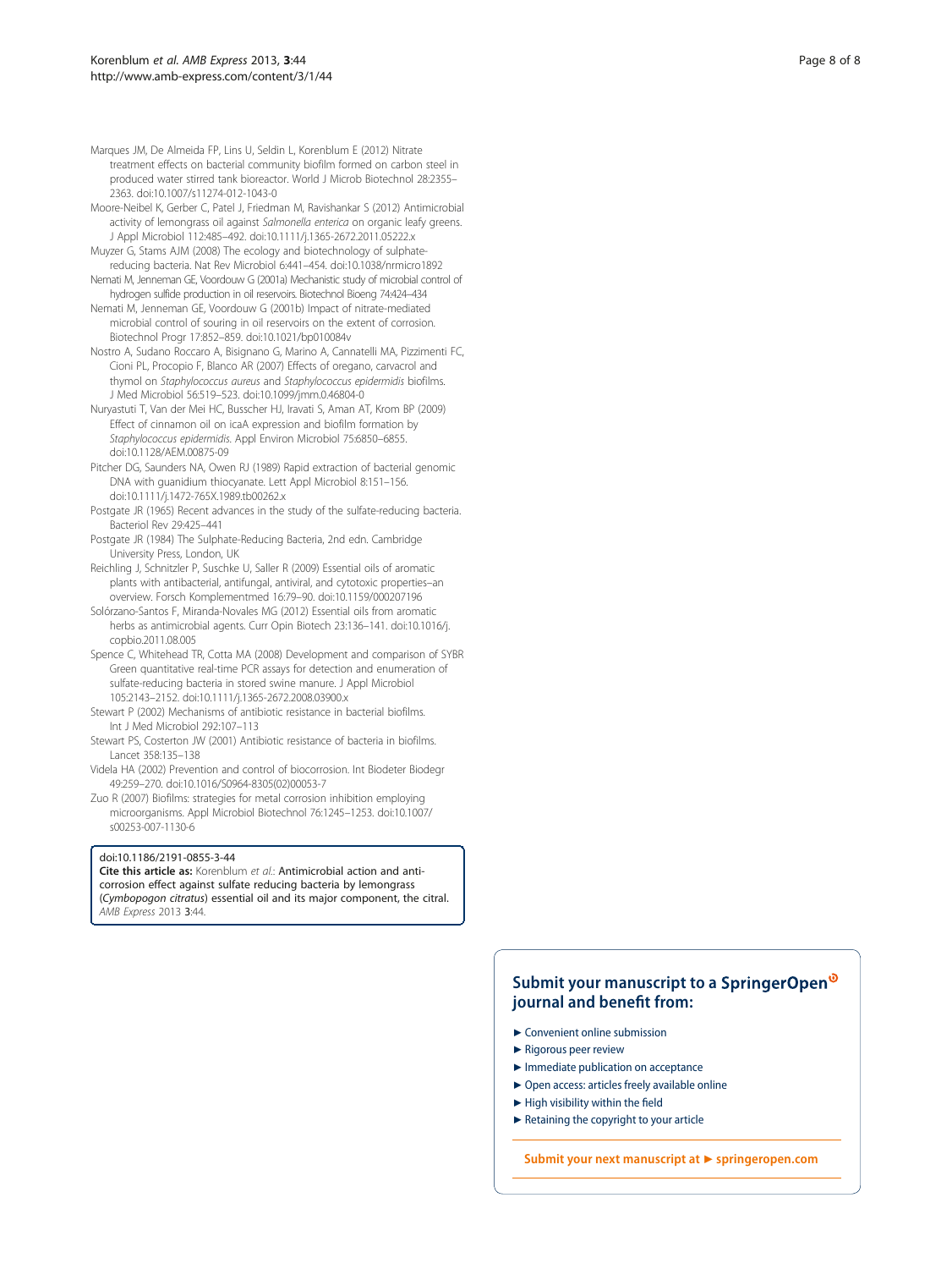Marques JM, De Almeida FP, Lins U, Seldin L, Korenblum E (2012) Nitrate treatment effects on bacterial community biofilm formed on carbon steel in produced water stirred tank bioreactor. World J Microb Biotechnol 28:2355–2363. doi:10.1007/s11274-012-1043-0

Moore-Neibel K, Gerber C, Patel J, Friedman M, Ravishankar S (2012) Antimicrobial activity of lemongrass oil against *Salmonella enterica* on organic leafy greens. J Appl Microbiol 112:485–492. doi:10.1111/j.1365-2672.2011.05222.x

Muyzer G, Stams AJM (2008) The ecology and biotechnology of sulphate-reducing bacteria. Nat Rev Microbiol 6:441–454. doi:10.1038/nrmicro1892

Nemati M, Jenneman GE, Voordouw G (2001a) Mechanistic study of microbial control of hydrogen sulfide production in oil reservoirs. Biotechnol Bioeng 74:424–434

Nemati M, Jenneman GE, Voordouw G (2001b) Impact of nitrate-mediated microbial control of souring in oil reservoirs on the extent of corrosion. Biotechnol Progr 17:852–859. doi:10.1021/bp010084v

Nostro A, Sudano Roccaro A, Bisignano G, Marino A, Cannatelli MA, Pizzimenti FC, Cioni PL, Procopio F, Blanco AR (2007) Effects of oregano, carvacrol and thymol on *Staphylococcus aureus* and *Staphylococcus epidermidis* biofilms. J Med Microbiol 56:519–523. doi:10.1099/jmm.0.46804-0

Nuryastuti T, Van der Mei HC, Busscher HJ, Iravati S, Aman AT, Krom BP (2009) Effect of cinnamon oil on icaA expression and biofilm formation by *Staphylococcus epidermidis*. Appl Environ Microbiol 75:6850–6855. doi:10.1128/AEM.00875-09

Pitcher DG, Saunders NA, Owen RJ (1989) Rapid extraction of bacterial genomic DNA with guanidium thiocyanate. Lett Appl Microbiol 8:151–156. doi:10.1111/j.1472-765X.1989.tb00262.x

Postgate JR (1965) Recent advances in the study of the sulfate-reducing bacteria. Bacteriol Rev 29:425–441

Postgate JR (1984) The Sulphate-Reducing Bacteria, 2nd edn. Cambridge University Press, London, UK

Reichling J, Schnitzler P, Suschke U, Saller R (2009) Essential oils of aromatic plants with antibacterial, antifungal, antiviral, and cytotoxic properties–an overview. Forsch Komplementmed 16:79–90. doi:10.1159/000207196

Solórzano-Santos F, Miranda-Novales MG (2012) Essential oils from aromatic herbs as antimicrobial agents. Curr Opin Biotech 23:136–141. doi:10.1016/j.copbio.2011.08.005

Spence C, Whitehead TR, Cotta MA (2008) Development and comparison of SYBR Green quantitative real-time PCR assays for detection and enumeration of sulfate-reducing bacteria in stored swine manure. J Appl Microbiol 105:2143–2152. doi:10.1111/j.1365-2672.2008.03900.x

Stewart P (2002) Mechanisms of antibiotic resistance in bacterial biofilms. Int J Med Microbiol 292:107–113

Stewart PS, Costerton JW (2001) Antibiotic resistance of bacteria in biofilms. Lancet 358:135–138

Videla HA (2002) Prevention and control of biocorrosion. Int Biodeter Biodegr 49:259–270. doi:10.1016/S0964-8305(02)00053-7

Zuo R (2007) Biofilms: strategies for metal corrosion inhibition employing microorganisms. Appl Microbiol Biotechnol 76:1245–1253. doi:10.1007/s00253-007-1130-6

doi:10.1186/2191-0855-3-44

**Cite this article as:** Korenblum *et al.*: **Antimicrobial action and anti-corrosion effect against sulfate reducing bacteria by lemongrass (*Cymbopogon citratus*) essential oil and its major component, the citral.** *AMB Express* 2013 **3**:44.

**Submit your manuscript to a SpringerOpen journal and benefit from:**

- ► Convenient online submission
- ► Rigorous peer review
- ► Immediate publication on acceptance
- ► Open access: articles freely available online
- ► High visibility within the field
- ► Retaining the copyright to your article

**Submit your next manuscript at ► springeropen.com**